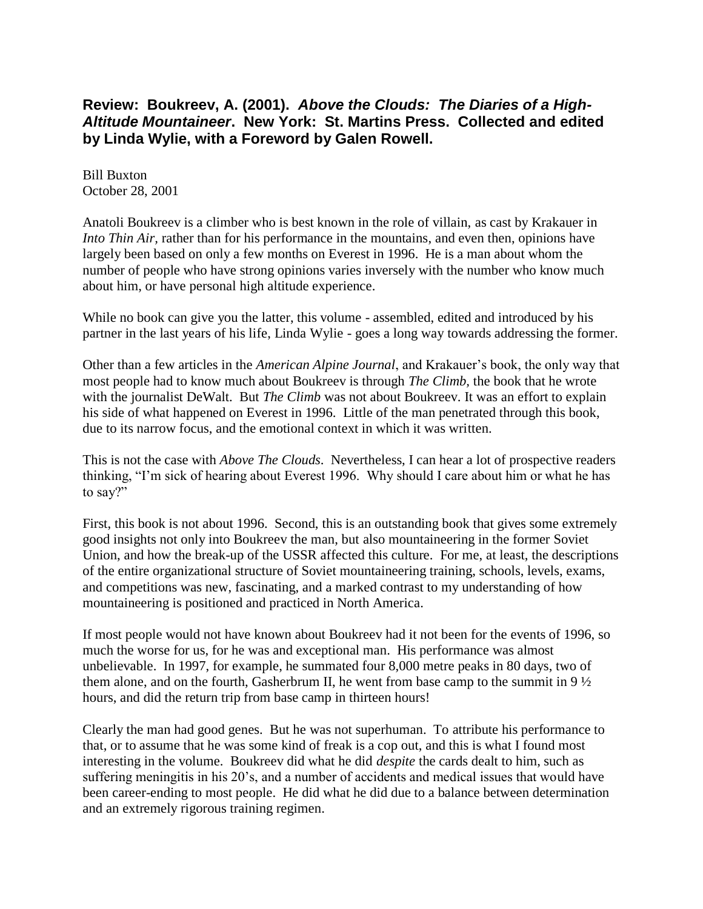# Review: Boukreev, A. (2001). *Above the Clouds: The Diaries of a High-Altitude Mountaineer*. New York: St. Martins Press. Collected and edited by Linda Wylie, with a Foreword by Galen Rowell.

Bill Buxton
October 28, 2001

Anatoli Boukreev is a climber who is best known in the role of villain, as cast by Krakauer in *Into Thin Air,* rather than for his performance in the mountains, and even then, opinions have largely been based on only a few months on Everest in 1996. He is a man about whom the number of people who have strong opinions varies inversely with the number who know much about him, or have personal high altitude experience.

While no book can give you the latter, this volume - assembled, edited and introduced by his partner in the last years of his life, Linda Wylie - goes a long way towards addressing the former.

Other than a few articles in the *American Alpine Journal*, and Krakauer's book, the only way that most people had to know much about Boukreev is through *The Climb,* the book that he wrote with the journalist DeWalt. But *The Climb* was not about Boukreev. It was an effort to explain his side of what happened on Everest in 1996. Little of the man penetrated through this book, due to its narrow focus, and the emotional context in which it was written.

This is not the case with *Above The Clouds*. Nevertheless, I can hear a lot of prospective readers thinking, "I'm sick of hearing about Everest 1996. Why should I care about him or what he has to say?"

First, this book is not about 1996. Second, this is an outstanding book that gives some extremely good insights not only into Boukreev the man, but also mountaineering in the former Soviet Union, and how the break-up of the USSR affected this culture. For me, at least, the descriptions of the entire organizational structure of Soviet mountaineering training, schools, levels, exams, and competitions was new, fascinating, and a marked contrast to my understanding of how mountaineering is positioned and practiced in North America.

If most people would not have known about Boukreev had it not been for the events of 1996, so much the worse for us, for he was and exceptional man. His performance was almost unbelievable. In 1997, for example, he summated four 8,000 metre peaks in 80 days, two of them alone, and on the fourth, Gasherbrum II, he went from base camp to the summit in 9 ½ hours, and did the return trip from base camp in thirteen hours!

Clearly the man had good genes. But he was not superhuman. To attribute his performance to that, or to assume that he was some kind of freak is a cop out, and this is what I found most interesting in the volume. Boukreev did what he did *despite* the cards dealt to him, such as suffering meningitis in his 20's, and a number of accidents and medical issues that would have been career-ending to most people. He did what he did due to a balance between determination and an extremely rigorous training regimen.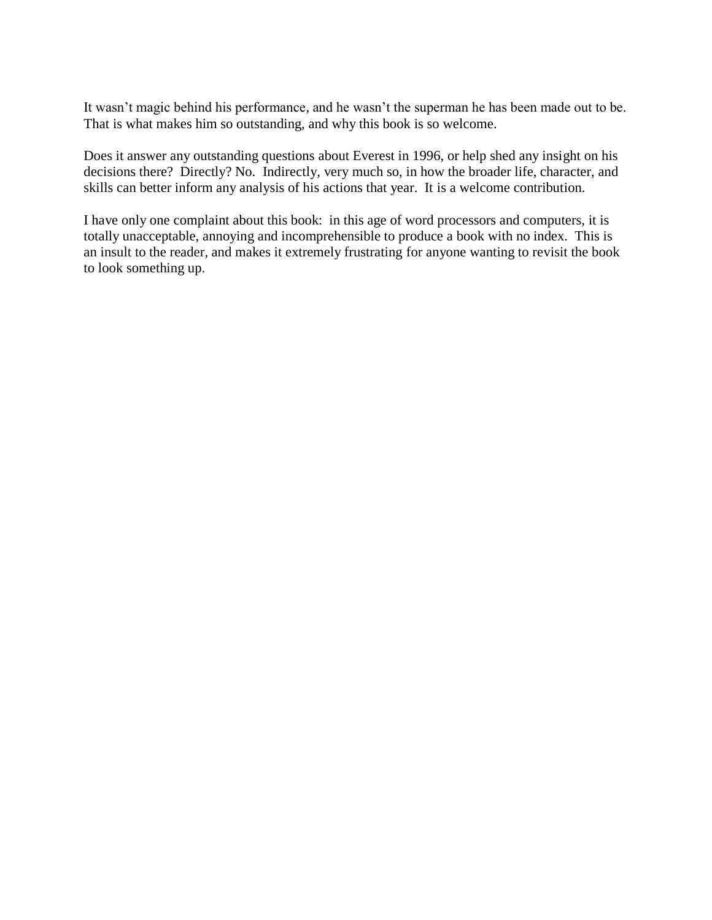It wasn't magic behind his performance, and he wasn't the superman he has been made out to be. That is what makes him so outstanding, and why this book is so welcome.

Does it answer any outstanding questions about Everest in 1996, or help shed any insight on his decisions there? Directly? No. Indirectly, very much so, in how the broader life, character, and skills can better inform any analysis of his actions that year. It is a welcome contribution.

I have only one complaint about this book: in this age of word processors and computers, it is totally unacceptable, annoying and incomprehensible to produce a book with no index. This is an insult to the reader, and makes it extremely frustrating for anyone wanting to revisit the book to look something up.